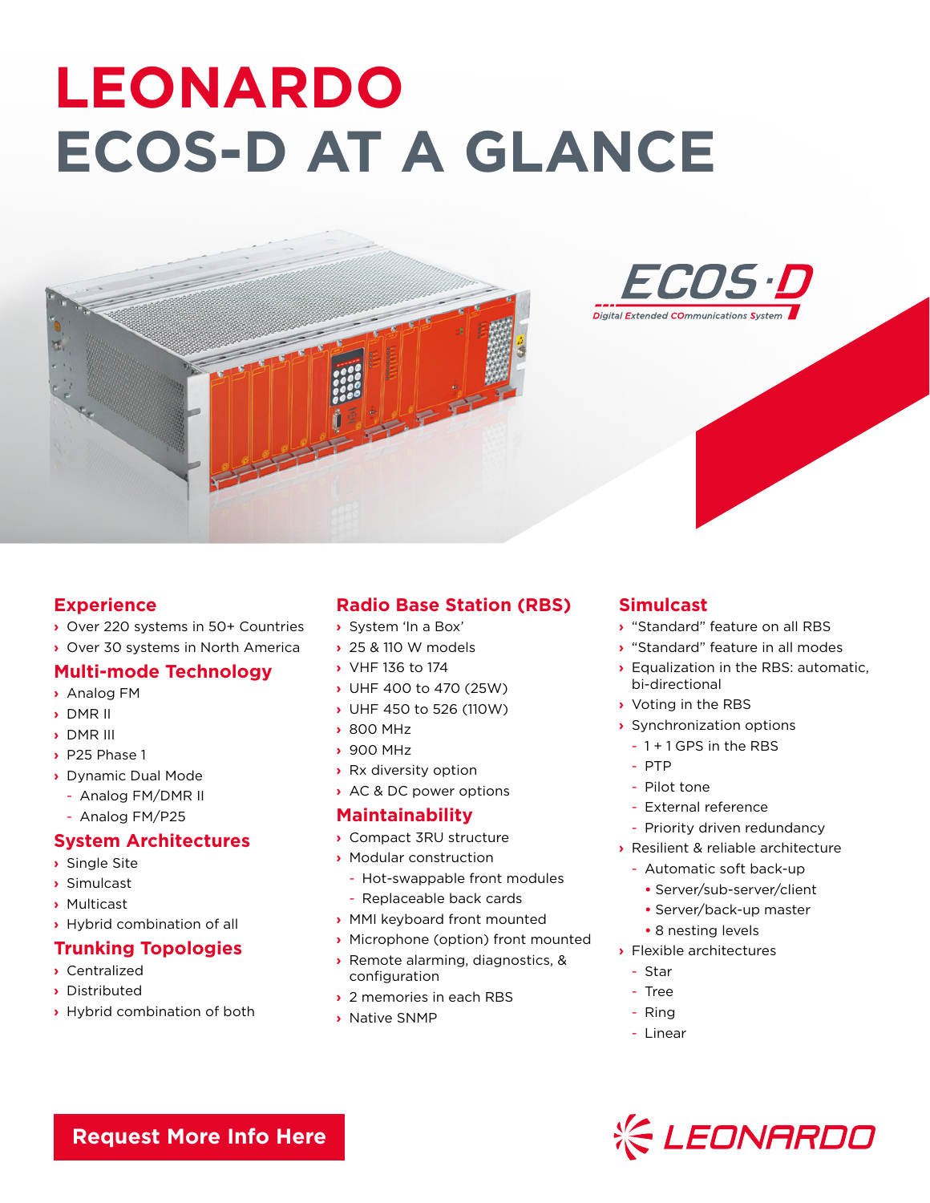# LEONARDO
# ECOS-D AT A GLANCE

ECOS-D
Digital Extended COmmunications System

## Experience

- Over 220 systems in 50+ Countries
- Over 30 systems in North America

## Multi-mode Technology

- Analog FM
- DMR II
- DMR III
- P25 Phase 1
- Dynamic Dual Mode
  - Analog FM/DMR II
  - Analog FM/P25

## System Architectures

- Single Site
- Simulcast
- Multicast
- Hybrid combination of all

## Trunking Topologies

- Centralized
- Distributed
- Hybrid combination of both

## Radio Base Station (RBS)

- System 'In a Box'
- 25 & 110 W models
- VHF 136 to 174
- UHF 400 to 470 (25W)
- UHF 450 to 526 (110W)
- 800 MHz
- 900 MHz
- Rx diversity option
- AC & DC power options

## Maintainability

- Compact 3RU structure
- Modular construction
  - Hot-swappable front modules
  - Replaceable back cards
- MMI keyboard front mounted
- Microphone (option) front mounted
- Remote alarming, diagnostics, & configuration
- 2 memories in each RBS
- Native SNMP

## Simulcast

- "Standard" feature on all RBS
- "Standard" feature in all modes
- Equalization in the RBS: automatic, bi-directional
- Voting in the RBS
- Synchronization options
  - 1 + 1 GPS in the RBS
  - PTP
  - Pilot tone
  - External reference
  - Priority driven redundancy
- Resilient & reliable architecture
  - Automatic soft back-up
    - Server/sub-server/client
    - Server/back-up master
    - 8 nesting levels
- Flexible architectures
  - Star
  - Tree
  - Ring
  - Linear

**Request More Info Here**

LEONARDO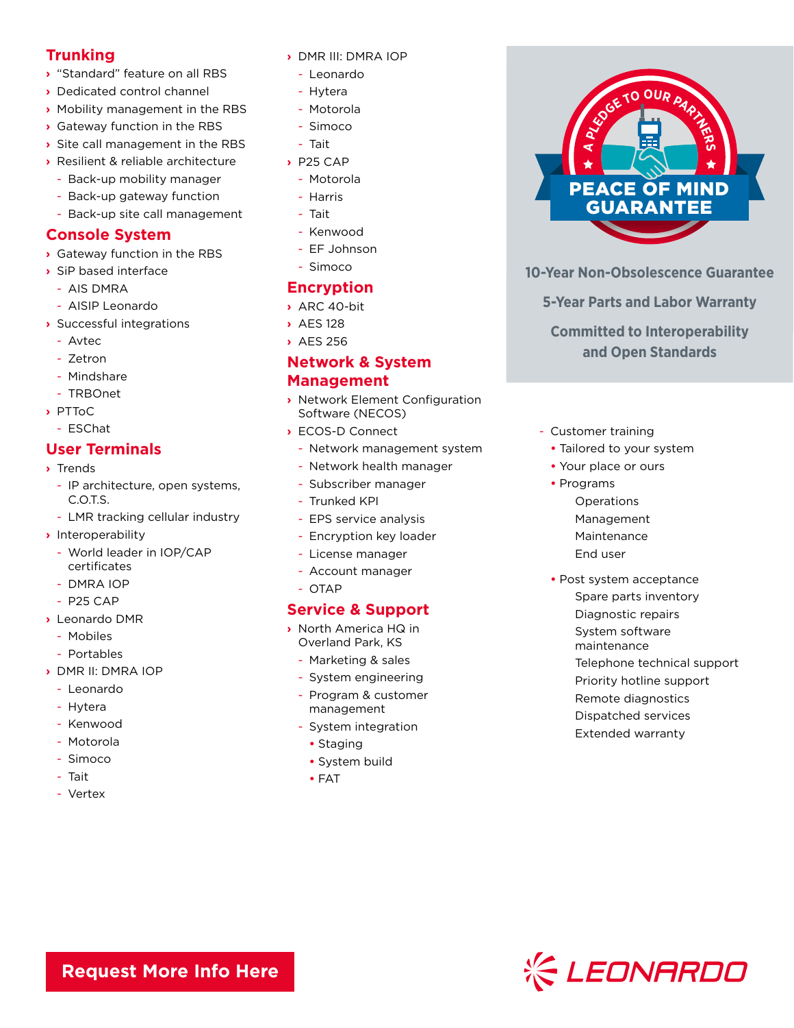## Trunking

- "Standard" feature on all RBS
- Dedicated control channel
- Mobility management in the RBS
- Gateway function in the RBS
- Site call management in the RBS
- Resilient & reliable architecture
  - Back-up mobility manager
  - Back-up gateway function
  - Back-up site call management

## Console System

- Gateway function in the RBS
- SiP based interface
  - AIS DMRA
  - AISIP Leonardo
- Successful integrations
  - Avtec
  - Zetron
  - Mindshare
  - TRBOnet
- PTToC
  - ESChat

## User Terminals

- Trends
  - IP architecture, open systems, C.O.T.S.
  - LMR tracking cellular industry
- Interoperability
  - World leader in IOP/CAP certificates
  - DMRA IOP
  - P25 CAP
- Leonardo DMR
  - Mobiles
  - Portables
- DMR II: DMRA IOP
  - Leonardo
  - Hytera
  - Kenwood
  - Motorola
  - Simoco
  - Tait
  - Vertex
- DMR III: DMRA IOP
  - Leonardo
  - Hytera
  - Motorola
  - Simoco
  - Tait
- P25 CAP
  - Motorola
  - Harris
  - Tait
  - Kenwood
  - EF Johnson
  - Simoco

## Encryption

- ARC 40-bit
- AES 128
- AES 256

## Network & System Management

- Network Element Configuration Software (NECOS)
- ECOS-D Connect
  - Network management system
  - Network health manager
  - Subscriber manager
  - Trunked KPI
  - EPS service analysis
  - Encryption key loader
  - License manager
  - Account manager
  - OTAP

## Service & Support

- North America HQ in Overland Park, KS
  - Marketing & sales
  - System engineering
  - Program & customer management
  - System integration
    - Staging
    - System build
    - FAT
  - Customer training
    - Tailored to your system
    - Your place or ours
    - Programs
      - Operations
      - Management
      - Maintenance
      - End user
    - Post system acceptance
      - Spare parts inventory
      - Diagnostic repairs
      - System software maintenance
      - Telephone technical support
      - Priority hotline support
      - Remote diagnostics
      - Dispatched services
      - Extended warranty

A PLEDGE TO OUR PARTNERS

PEACE OF MIND GUARANTEE

**10-Year Non-Obsolescence Guarantee**

**5-Year Parts and Labor Warranty**

**Committed to Interoperability and Open Standards**

Request More Info Here

LEONARDO